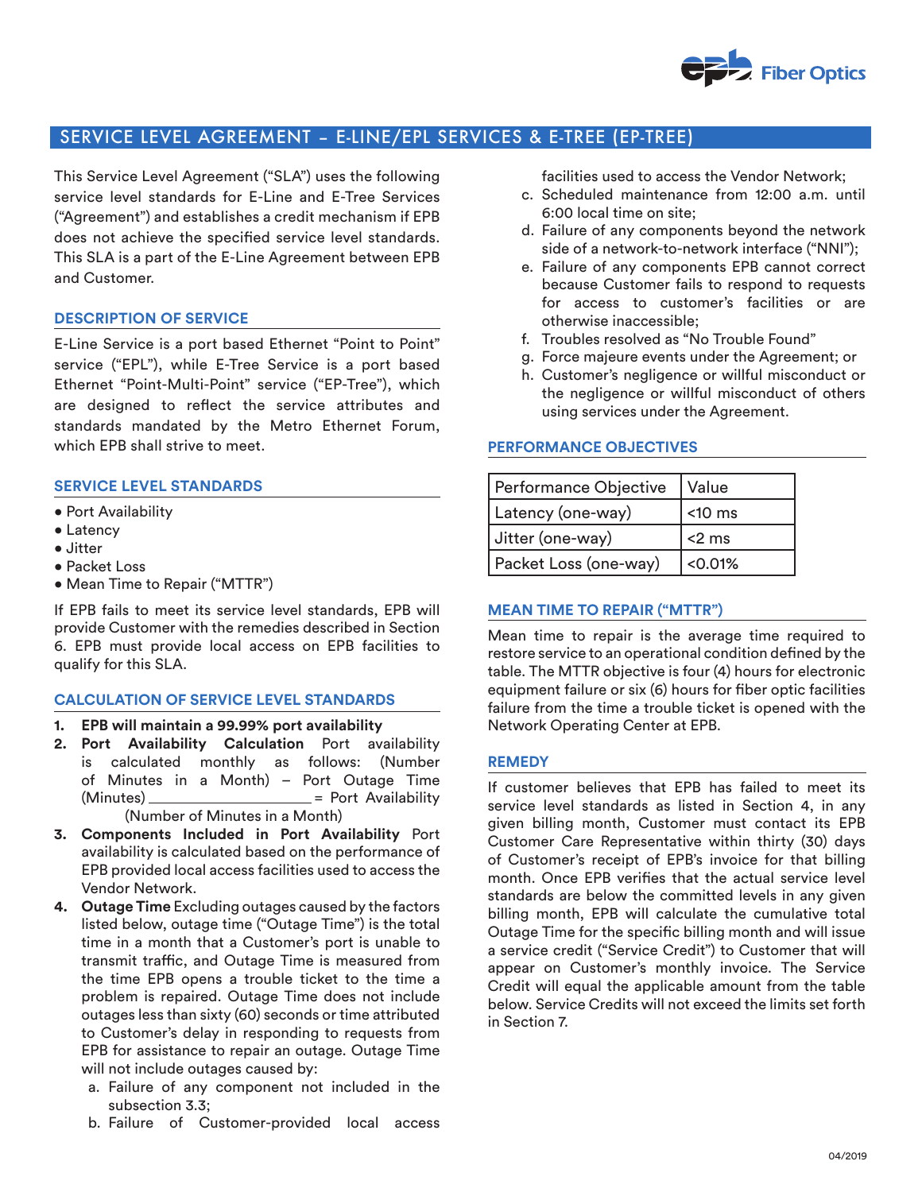# SERVICE LEVEL AGREEMENT – E-LINE/EPL SERVICES & E-TREE (EP-TREE)

This Service Level Agreement ("SLA") uses the following service level standards for E-Line and E-Tree Services ("Agreement") and establishes a credit mechanism if EPB does not achieve the specified service level standards. This SLA is a part of the E-Line Agreement between EPB and Customer.

## DESCRIPTION OF SERVICE

E-Line Service is a port based Ethernet "Point to Point" service ("EPL"), while E-Tree Service is a port based Ethernet "Point-Multi-Point" service ("EP-Tree"), which are designed to reflect the service attributes and standards mandated by the Metro Ethernet Forum, which EPB shall strive to meet.

## SERVICE LEVEL STANDARDS

- Port Availability
- Latency
- Jitter
- Packet Loss
- Mean Time to Repair ("MTTR")

If EPB fails to meet its service level standards, EPB will provide Customer with the remedies described in Section 6. EPB must provide local access on EPB facilities to qualify for this SLA.

## CALCULATION OF SERVICE LEVEL STANDARDS

1. **EPB will maintain a 99.99% port availability**
2. **Port Availability Calculation** Port availability is calculated monthly as follows:

$$\frac{\text{(Number of Minutes in a Month)} - \text{Port Outage Time (Minutes)}}{\text{(Number of Minutes in a Month)}} = \text{Port Availability}$$

3. **Components Included in Port Availability** Port availability is calculated based on the performance of EPB provided local access facilities used to access the Vendor Network.
4. **Outage Time** Excluding outages caused by the factors listed below, outage time ("Outage Time") is the total time in a month that a Customer's port is unable to transmit traffic, and Outage Time is measured from the time EPB opens a trouble ticket to the time a problem is repaired. Outage Time does not include outages less than sixty (60) seconds or time attributed to Customer's delay in responding to requests from EPB for assistance to repair an outage. Outage Time will not include outages caused by:
   a. Failure of any component not included in the subsection 3.3;
   b. Failure of Customer-provided local access facilities used to access the Vendor Network;
   c. Scheduled maintenance from 12:00 a.m. until 6:00 local time on site;
   d. Failure of any components beyond the network side of a network-to-network interface ("NNI");
   e. Failure of any components EPB cannot correct because Customer fails to respond to requests for access to customer's facilities or are otherwise inaccessible;
   f. Troubles resolved as "No Trouble Found"
   g. Force majeure events under the Agreement; or
   h. Customer's negligence or willful misconduct or the negligence or willful misconduct of others using services under the Agreement.

## PERFORMANCE OBJECTIVES

| Performance Objective | Value |
|---|---|
| Latency (one-way) | <10 ms |
| Jitter (one-way) | <2 ms |
| Packet Loss (one-way) | <0.01% |

## MEAN TIME TO REPAIR ("MTTR")

Mean time to repair is the average time required to restore service to an operational condition defined by the table. The MTTR objective is four (4) hours for electronic equipment failure or six (6) hours for fiber optic facilities failure from the time a trouble ticket is opened with the Network Operating Center at EPB.

## REMEDY

If customer believes that EPB has failed to meet its service level standards as listed in Section 4, in any given billing month, Customer must contact its EPB Customer Care Representative within thirty (30) days of Customer's receipt of EPB's invoice for that billing month. Once EPB verifies that the actual service level standards are below the committed levels in any given billing month, EPB will calculate the cumulative total Outage Time for the specific billing month and will issue a service credit ("Service Credit") to Customer that will appear on Customer's monthly invoice. The Service Credit will equal the applicable amount from the table below. Service Credits will not exceed the limits set forth in Section 7.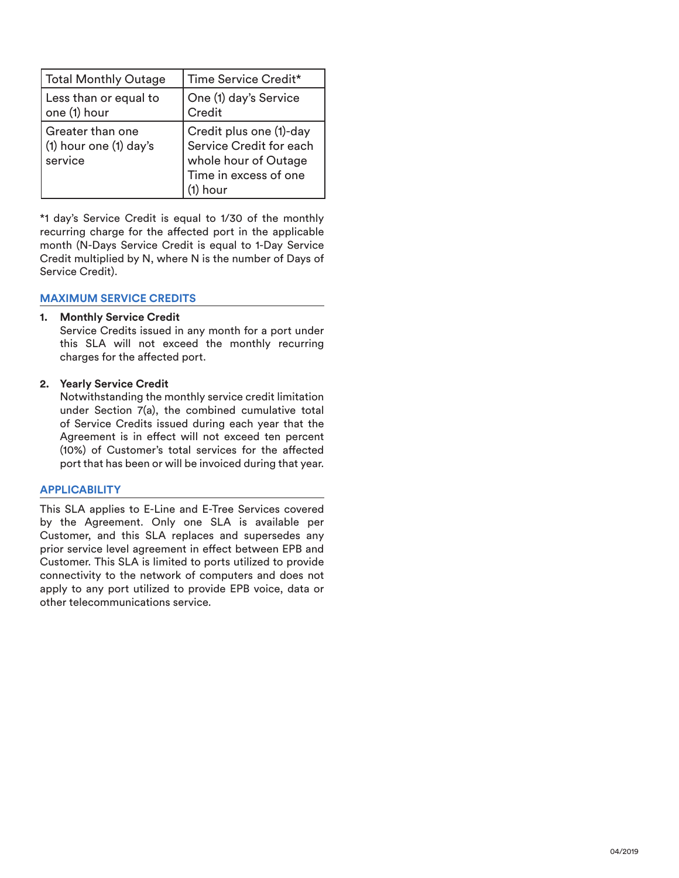| Total Monthly Outage | Time Service Credit* |
|---|---|
| Less than or equal to one (1) hour | One (1) day's Service Credit |
| Greater than one (1) hour one (1) day's service | Credit plus one (1)-day Service Credit for each whole hour of Outage Time in excess of one (1) hour |

*1 day's Service Credit is equal to 1/30 of the monthly recurring charge for the affected port in the applicable month (N-Days Service Credit is equal to 1-Day Service Credit multiplied by N, where N is the number of Days of Service Credit).

## MAXIMUM SERVICE CREDITS

1. **Monthly Service Credit**
   Service Credits issued in any month for a port under this SLA will not exceed the monthly recurring charges for the affected port.

2. **Yearly Service Credit**
   Notwithstanding the monthly service credit limitation under Section 7(a), the combined cumulative total of Service Credits issued during each year that the Agreement is in effect will not exceed ten percent (10%) of Customer's total services for the affected port that has been or will be invoiced during that year.

## APPLICABILITY

This SLA applies to E-Line and E-Tree Services covered by the Agreement. Only one SLA is available per Customer, and this SLA replaces and supersedes any prior service level agreement in effect between EPB and Customer. This SLA is limited to ports utilized to provide connectivity to the network of computers and does not apply to any port utilized to provide EPB voice, data or other telecommunications service.

04/2019